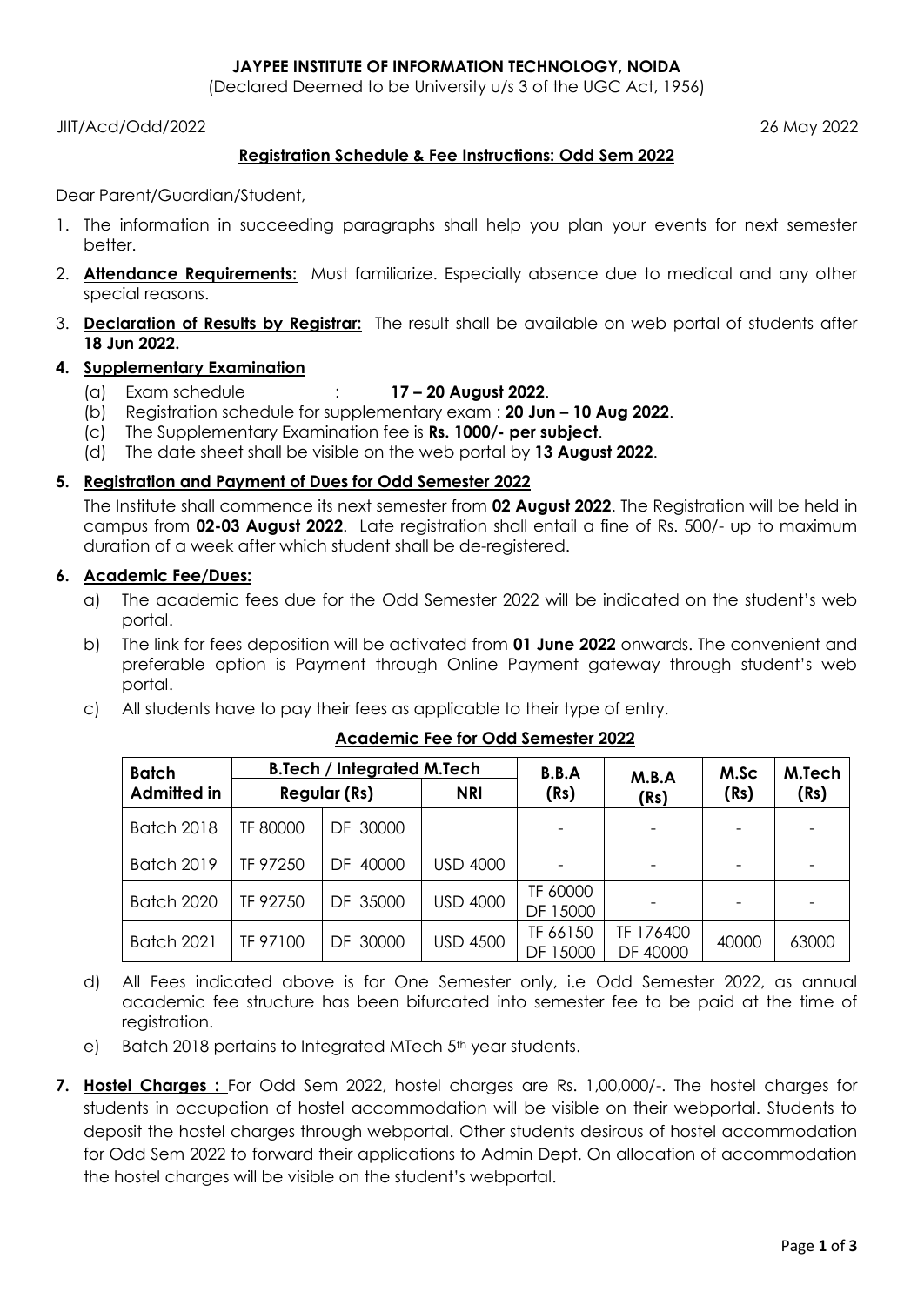**JAYPEE INSTITUTE OF INFORMATION TECHNOLOGY, NOIDA**

(Declared Deemed to be University u/s 3 of the UGC Act, 1956)

JIIT/Acd/Odd/2022 26 May 2022

## Registration Schedule & Fee Instructions: Odd Sem 2022

Dear Parent/Guardian/Student,

1. The information in succeeding paragraphs shall help you plan your events for next semester better.
2. **Attendance Requirements:** Must familiarize. Especially absence due to medical and any other special reasons.
3. **Declaration of Results by Registrar:** The result shall be available on web portal of students after **18 Jun 2022.**
4. **Supplementary Examination**
   - (a) Exam schedule : **17 – 20 August 2022**.
   - (b) Registration schedule for supplementary exam : **20 Jun – 10 Aug 2022**.
   - (c) The Supplementary Examination fee is **Rs. 1000/- per subject**.
   - (d) The date sheet shall be visible on the web portal by **13 August 2022**.
5. **Registration and Payment of Dues for Odd Semester 2022**

   The Institute shall commence its next semester from **02 August 2022**. The Registration will be held in campus from **02-03 August 2022**. Late registration shall entail a fine of Rs. 500/- up to maximum duration of a week after which student shall be de-registered.
6. **Academic Fee/Dues:**
   - a) The academic fees due for the Odd Semester 2022 will be indicated on the student's web portal.
   - b) The link for fees deposition will be activated from **01 June 2022** onwards. The convenient and preferable option is Payment through Online Payment gateway through student's web portal.
   - c) All students have to pay their fees as applicable to their type of entry.

**Academic Fee for Odd Semester 2022**

| Batch Admitted in | B.Tech / Integrated M.Tech | | | B.B.A (Rs) | M.B.A (Rs) | M.Sc (Rs) | M.Tech (Rs) |
|---|---|---|---|---|---|---|---|
| | Regular (Rs) | | NRI | | | | |
| Batch 2018 | TF 80000 | DF 30000 | | - | - | - | - |
| Batch 2019 | TF 97250 | DF 40000 | USD 4000 | - | - | - | - |
| Batch 2020 | TF 92750 | DF 35000 | USD 4000 | TF 60000 DF 15000 | - | - | - |
| Batch 2021 | TF 97100 | DF 30000 | USD 4500 | TF 66150 DF 15000 | TF 176400 DF 40000 | 40000 | 63000 |

   - d) All Fees indicated above is for One Semester only, i.e Odd Semester 2022, as annual academic fee structure has been bifurcated into semester fee to be paid at the time of registration.
   - e) Batch 2018 pertains to Integrated MTech 5th year students.
7. **Hostel Charges :** For Odd Sem 2022, hostel charges are Rs. 1,00,000/-. The hostel charges for students in occupation of hostel accommodation will be visible on their webportal. Students to deposit the hostel charges through webportal. Other students desirous of hostel accommodation for Odd Sem 2022 to forward their applications to Admin Dept. On allocation of accommodation the hostel charges will be visible on the student's webportal.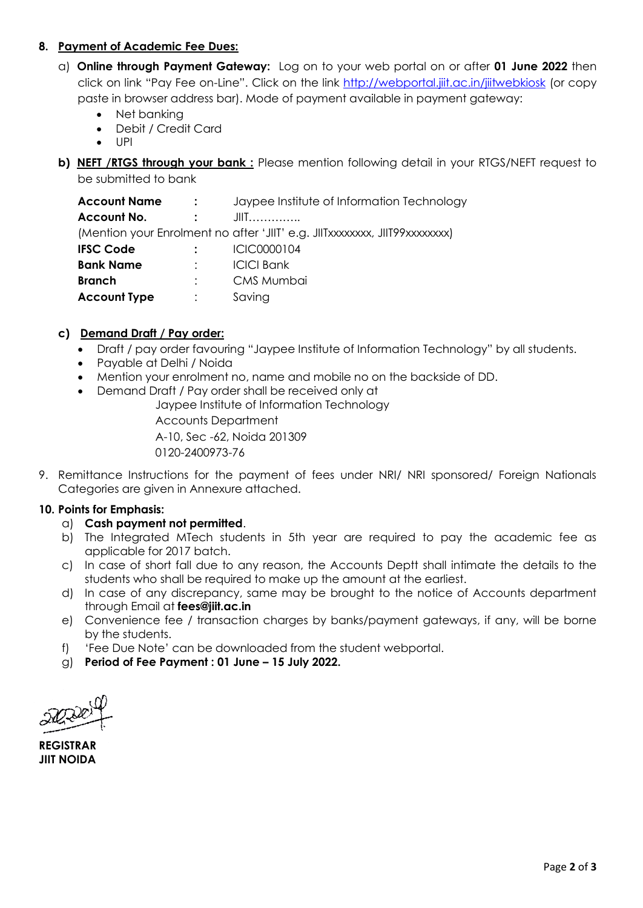**8. Payment of Academic Fee Dues:**

a) **Online through Payment Gateway:** Log on to your web portal on or after **01 June 2022** then click on link "Pay Fee on-Line". Click on the link http://webportal.jiit.ac.in/jiitwebkiosk (or copy paste in browser address bar). Mode of payment available in payment gateway:

- Net banking
- Debit / Credit Card
- UPI

**b) NEFT /RTGS through your bank :** Please mention following detail in your RTGS/NEFT request to be submitted to bank

**Account Name** : Jaypee Institute of Information Technology
**Account No.** : JIIT…………..
(Mention your Enrolment no after 'JIIT' e.g. JIITxxxxxxxx, JIIT99xxxxxxxx)
**IFSC Code** : ICIC0000104
**Bank Name** : ICICI Bank
**Branch** : CMS Mumbai
**Account Type** : Saving

**c) Demand Draft / Pay order:**

- Draft / pay order favouring "Jaypee Institute of Information Technology" by all students.
- Payable at Delhi / Noida
- Mention your enrolment no, name and mobile no on the backside of DD.
- Demand Draft / Pay order shall be received only at
  Jaypee Institute of Information Technology
  Accounts Department
  A-10, Sec -62, Noida 201309
  0120-2400973-76

9. Remittance Instructions for the payment of fees under NRI/ NRI sponsored/ Foreign Nationals Categories are given in Annexure attached.

**10. Points for Emphasis:**

a) **Cash payment not permitted**.
b) The Integrated MTech students in 5th year are required to pay the academic fee as applicable for 2017 batch.
c) In case of short fall due to any reason, the Accounts Deptt shall intimate the details to the students who shall be required to make up the amount at the earliest.
d) In case of any discrepancy, same may be brought to the notice of Accounts department through Email at **fees@jiit.ac.in**
e) Convenience fee / transaction charges by banks/payment gateways, if any, will be borne by the students.
f) 'Fee Due Note' can be downloaded from the student webportal.
g) **Period of Fee Payment : 01 June – 15 July 2022.**

**REGISTRAR**
**JIIT NOIDA**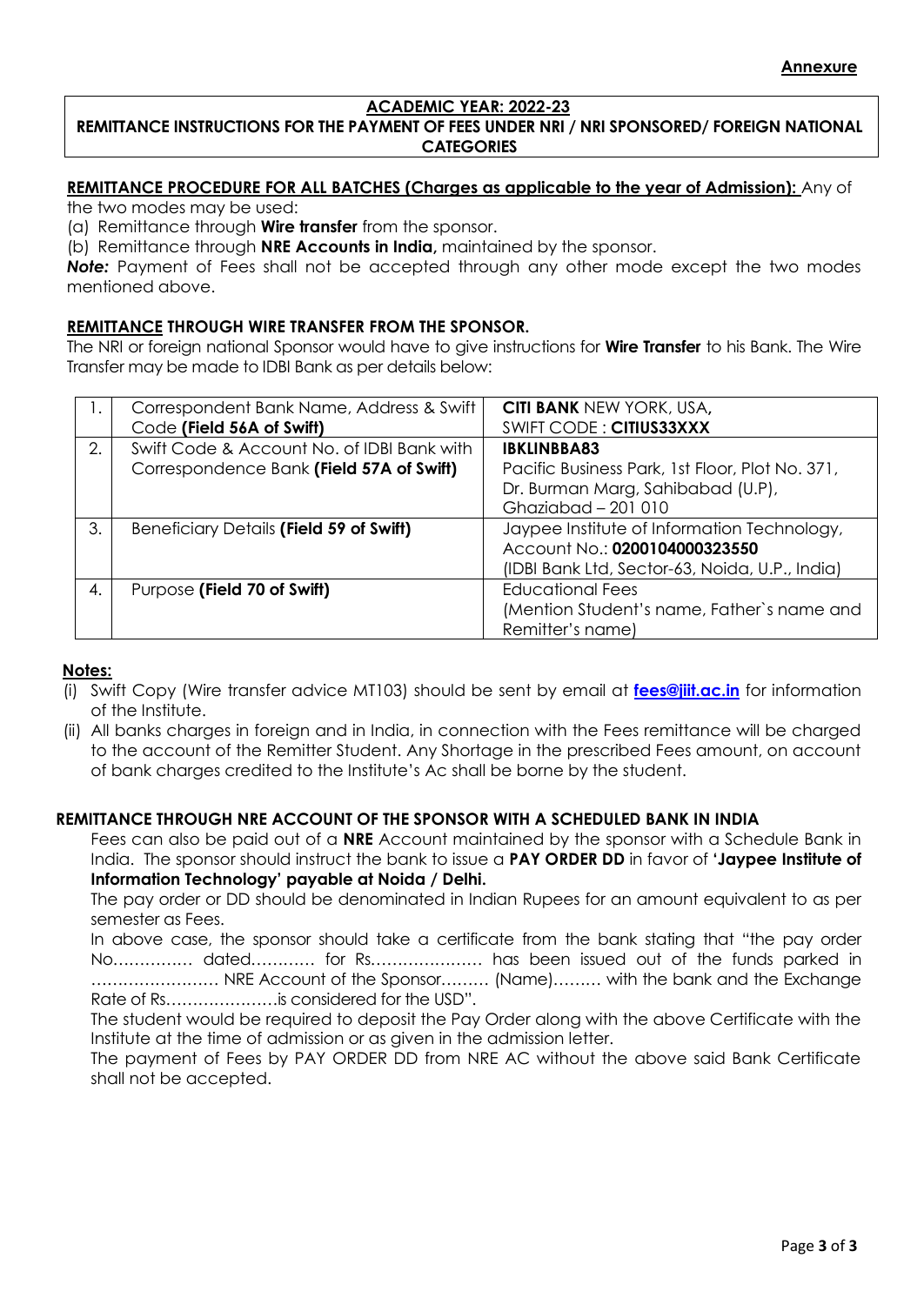**Annexure**

**ACADEMIC YEAR: 2022-23**

**REMITTANCE INSTRUCTIONS FOR THE PAYMENT OF FEES UNDER NRI / NRI SPONSORED/ FOREIGN NATIONAL CATEGORIES**

**REMITTANCE PROCEDURE FOR ALL BATCHES (Charges as applicable to the year of Admission):** Any of the two modes may be used:

(a) Remittance through **Wire transfer** from the sponsor.

(b) Remittance through **NRE Accounts in India,** maintained by the sponsor.

***Note:*** Payment of Fees shall not be accepted through any other mode except the two modes mentioned above.

**REMITTANCE THROUGH WIRE TRANSFER FROM THE SPONSOR.**

The NRI or foreign national Sponsor would have to give instructions for **Wire Transfer** to his Bank. The Wire Transfer may be made to IDBI Bank as per details below:

| | | |
|---|---|---|
| 1. | Correspondent Bank Name, Address & Swift Code **(Field 56A of Swift)** | **CITI BANK** NEW YORK, USA**,** SWIFT CODE : **CITIUS33XXX** |
| 2. | Swift Code & Account No. of IDBI Bank with Correspondence Bank **(Field 57A of Swift)** | **IBKLINBBA83** Pacific Business Park, 1st Floor, Plot No. 371, Dr. Burman Marg, Sahibabad (U.P), Ghaziabad – 201 010 |
| 3. | Beneficiary Details **(Field 59 of Swift)** | Jaypee Institute of Information Technology, Account No.: **0200104000323550** (IDBI Bank Ltd, Sector-63, Noida, U.P., India) |
| 4. | Purpose **(Field 70 of Swift)** | Educational Fees (Mention Student's name, Father`s name and Remitter's name) |

**Notes:**

(i) Swift Copy (Wire transfer advice MT103) should be sent by email at **fees@jiit.ac.in** for information of the Institute.

(ii) All banks charges in foreign and in India, in connection with the Fees remittance will be charged to the account of the Remitter Student. Any Shortage in the prescribed Fees amount, on account of bank charges credited to the Institute's Ac shall be borne by the student.

**REMITTANCE THROUGH NRE ACCOUNT OF THE SPONSOR WITH A SCHEDULED BANK IN INDIA**

Fees can also be paid out of a **NRE** Account maintained by the sponsor with a Schedule Bank in India. The sponsor should instruct the bank to issue a **PAY ORDER DD** in favor of **'Jaypee Institute of Information Technology' payable at Noida / Delhi.**

The pay order or DD should be denominated in Indian Rupees for an amount equivalent to as per semester as Fees.

In above case, the sponsor should take a certificate from the bank stating that "the pay order No…………… dated………… for Rs………………… has been issued out of the funds parked in …………………… NRE Account of the Sponsor……… (Name)……… with the bank and the Exchange Rate of Rs…………………is considered for the USD".

The student would be required to deposit the Pay Order along with the above Certificate with the Institute at the time of admission or as given in the admission letter.

The payment of Fees by PAY ORDER DD from NRE AC without the above said Bank Certificate shall not be accepted.